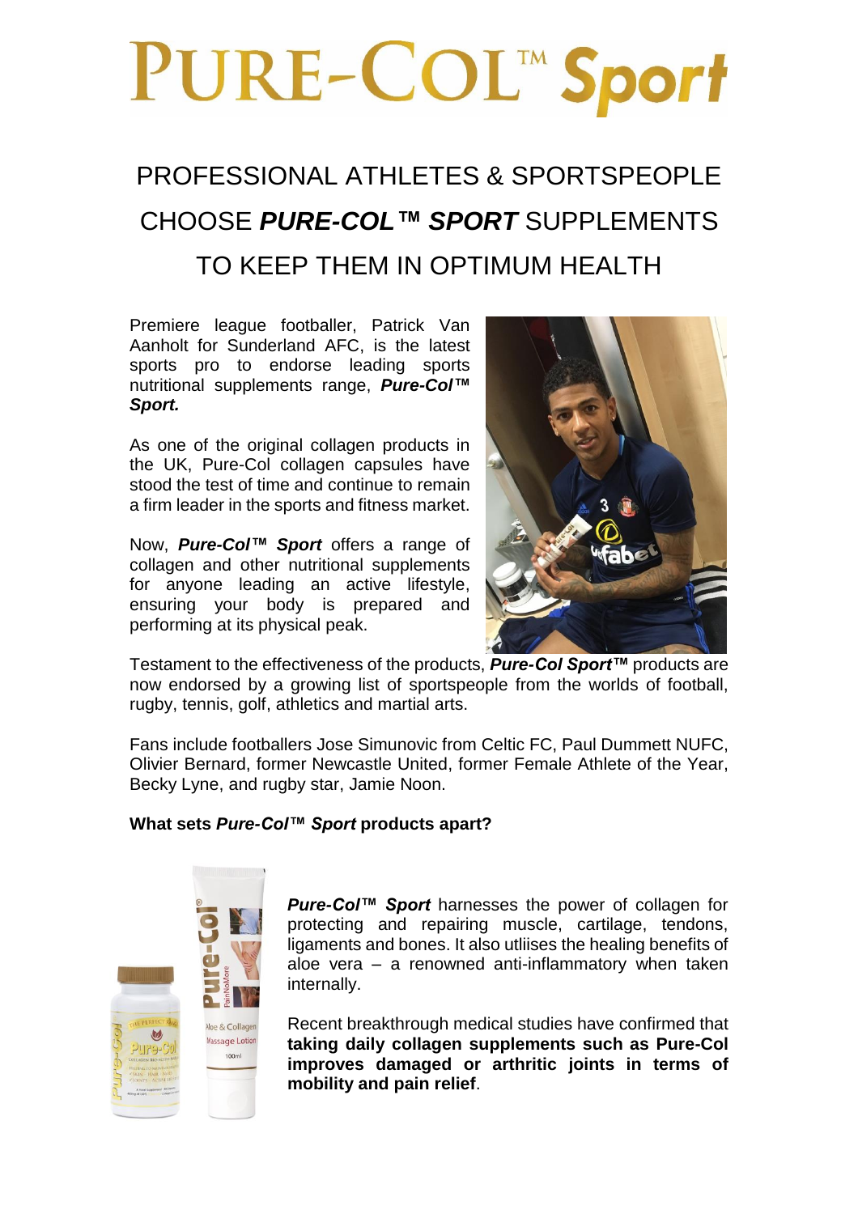# PURE-COL™ Sport

## PROFESSIONAL ATHLETES & SPORTSPEOPLE CHOOSE ***PURE-COL™ SPORT*** SUPPLEMENTS TO KEEP THEM IN OPTIMUM HEALTH

Premiere league footballer, Patrick Van Aanholt for Sunderland AFC, is the latest sports pro to endorse leading sports nutritional supplements range, ***Pure-Col™ Sport.***

As one of the original collagen products in the UK, Pure-Col collagen capsules have stood the test of time and continue to remain a firm leader in the sports and fitness market.

Now, ***Pure-Col™ Sport*** offers a range of collagen and other nutritional supplements for anyone leading an active lifestyle, ensuring your body is prepared and performing at its physical peak.

Testament to the effectiveness of the products, ***Pure-Col Sport™*** products are now endorsed by a growing list of sportspeople from the worlds of football, rugby, tennis, golf, athletics and martial arts.

Fans include footballers Jose Simunovic from Celtic FC, Paul Dummett NUFC, Olivier Bernard, former Newcastle United, former Female Athlete of the Year, Becky Lyne, and rugby star, Jamie Noon.

**What sets *Pure-Col™ Sport* products apart?**

***Pure-Col™ Sport*** harnesses the power of collagen for protecting and repairing muscle, cartilage, tendons, ligaments and bones. It also utliises the healing benefits of aloe vera – a renowned anti-inflammatory when taken internally.

Recent breakthrough medical studies have confirmed that **taking daily collagen supplements such as Pure-Col improves damaged or arthritic joints in terms of mobility and pain relief**.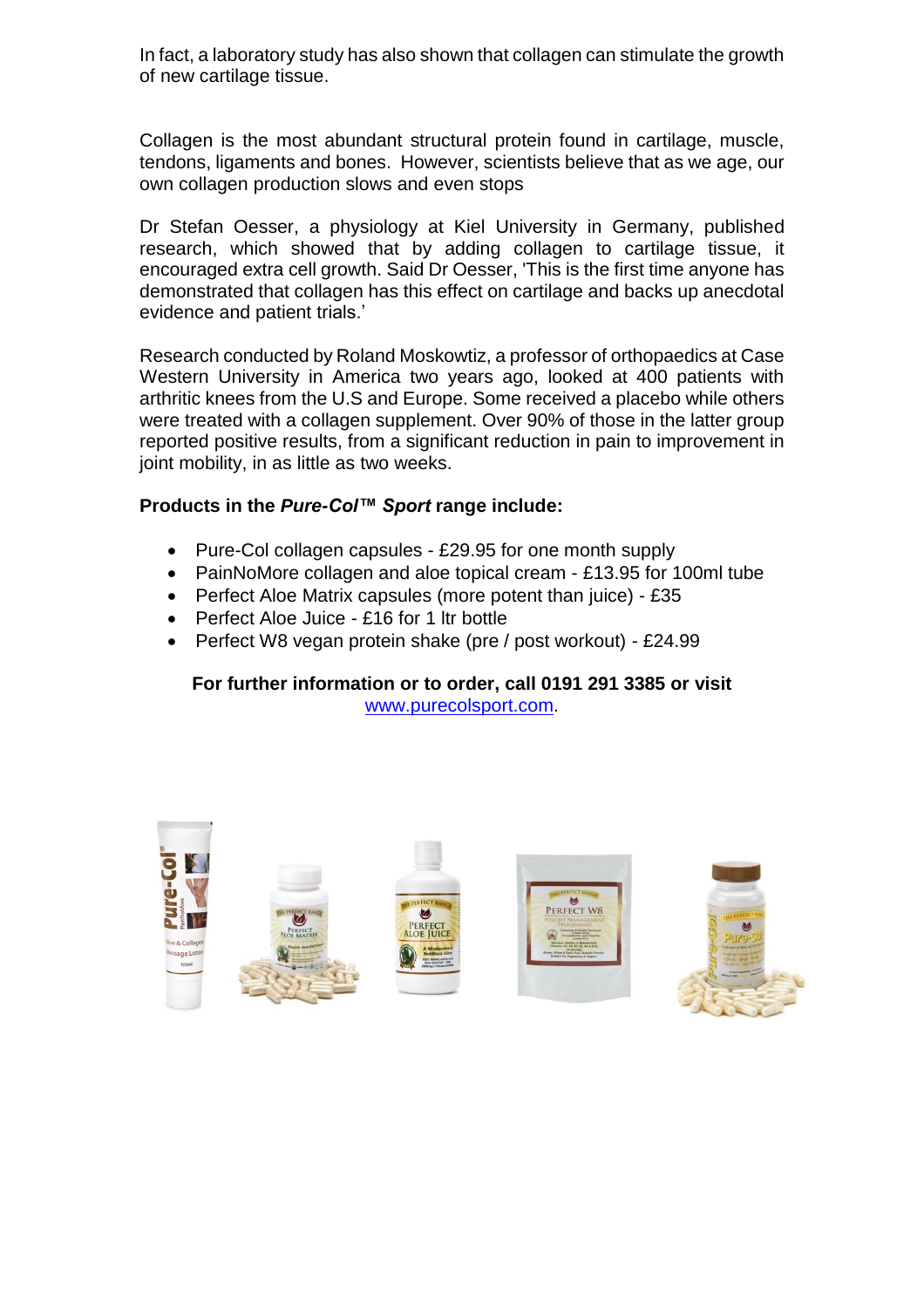In fact, a laboratory study has also shown that collagen can stimulate the growth of new cartilage tissue.

Collagen is the most abundant structural protein found in cartilage, muscle, tendons, ligaments and bones. However, scientists believe that as we age, our own collagen production slows and even stops

Dr Stefan Oesser, a physiology at Kiel University in Germany, published research, which showed that by adding collagen to cartilage tissue, it encouraged extra cell growth. Said Dr Oesser, 'This is the first time anyone has demonstrated that collagen has this effect on cartilage and backs up anecdotal evidence and patient trials.'

Research conducted by Roland Moskowtiz, a professor of orthopaedics at Case Western University in America two years ago, looked at 400 patients with arthritic knees from the U.S and Europe. Some received a placebo while others were treated with a collagen supplement. Over 90% of those in the latter group reported positive results, from a significant reduction in pain to improvement in joint mobility, in as little as two weeks.

**Products in the *Pure-Col™ Sport* range include:**

- Pure-Col collagen capsules - £29.95 for one month supply
- PainNoMore collagen and aloe topical cream - £13.95 for 100ml tube
- Perfect Aloe Matrix capsules (more potent than juice) - £35
- Perfect Aloe Juice - £16 for 1 ltr bottle
- Perfect W8 vegan protein shake (pre / post workout) - £24.99

**For further information or to order, call 0191 291 3385 or visit** www.purecolsport.com.